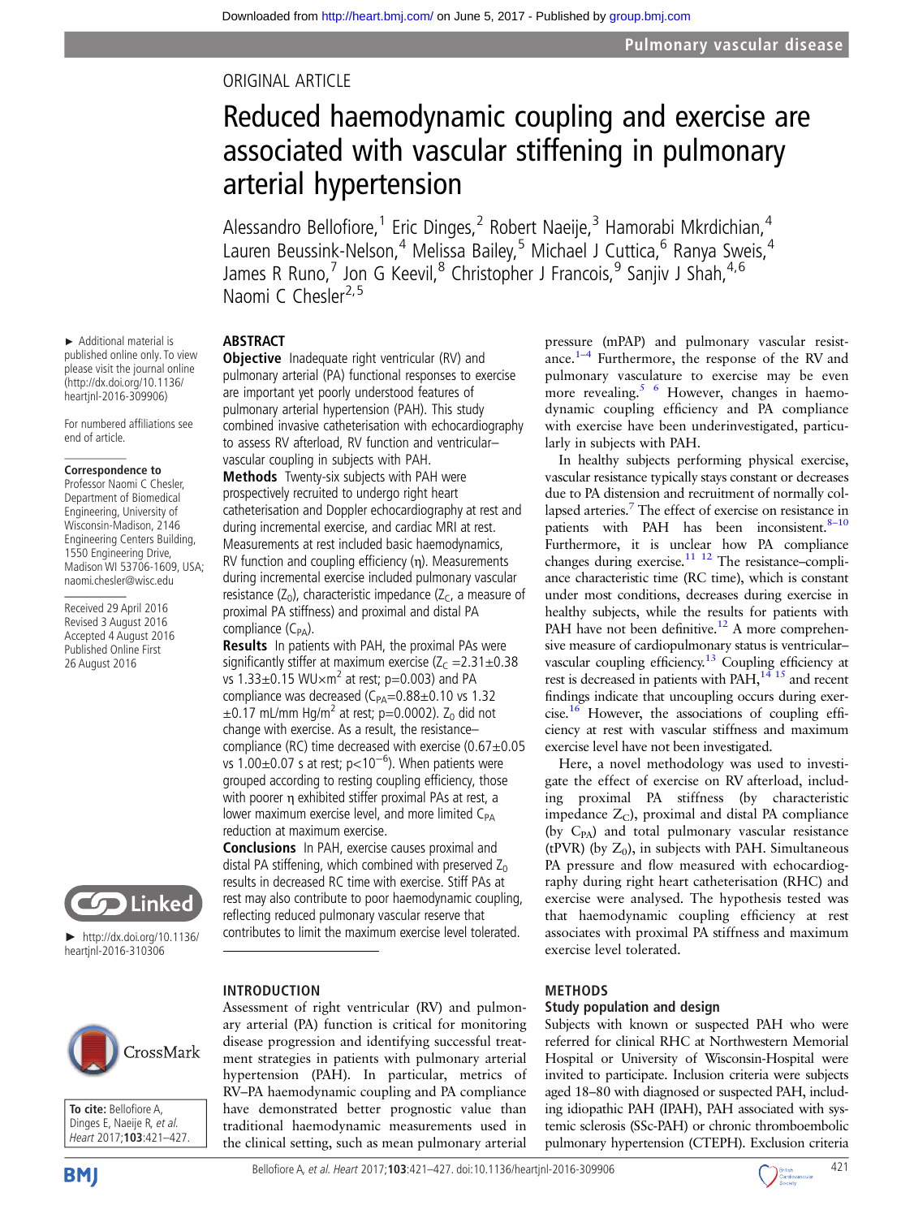ORIGINAL ARTICLE

# Reduced haemodynamic coupling and exercise are associated with vascular stiffening in pulmonary arterial hypertension

Alessandro Bellofiore,[1] Eric Dinges,[2] Robert Naeije,[3] Hamorabi Mkrdichian,[4] Lauren Beussink-Nelson,[4] Melissa Bailey,[5] Michael J Cuttica,[6] Ranya Sweis,[4] James R Runo,[7] Jon G Keevil,[8] Christopher J Francois,[9] Sanjiv J Shah,[4,6] Naomi C Chesler[2,5]

► Additional material is published online only. To view please visit the journal online (http://dx.doi.org/10.1136/heartjnl-2016-309906)

For numbered affiliations see end of article.

**Correspondence to** Professor Naomi C Chesler, Department of Biomedical Engineering, University of Wisconsin-Madison, 2146 Engineering Centers Building, 1550 Engineering Drive, Madison WI 53706-1609, USA; naomi.chesler@wisc.edu

Received 29 April 2016
Revised 3 August 2016
Accepted 4 August 2016
Published Online First 26 August 2016

► http://dx.doi.org/10.1136/heartjnl-2016-310306

**To cite:** Bellofiore A, Dinges E, Naeije R, *et al*. *Heart* 2017;**103**:421–427.

## ABSTRACT

**Objective** Inadequate right ventricular (RV) and pulmonary arterial (PA) functional responses to exercise are important yet poorly understood features of pulmonary arterial hypertension (PAH). This study combined invasive catheterisation with echocardiography to assess RV afterload, RV function and ventricular–vascular coupling in subjects with PAH.

**Methods** Twenty-six subjects with PAH were prospectively recruited to undergo right heart catheterisation and Doppler echocardiography at rest and during incremental exercise, and cardiac MRI at rest. Measurements at rest included basic haemodynamics, RV function and coupling efficiency (η). Measurements during incremental exercise included pulmonary vascular resistance ($Z_0$), characteristic impedance ($Z_C$, a measure of proximal PA stiffness) and proximal and distal PA compliance ($C_{PA}$).

**Results** In patients with PAH, the proximal PAs were significantly stiffer at maximum exercise ($Z_C$ =2.31±0.38 vs 1.33±0.15 WU×m$^2$ at rest; p=0.003) and PA compliance was decreased ($C_{PA}$=0.88±0.10 vs 1.32 ±0.17 mL/mm Hg/m$^2$ at rest; p=0.0002). $Z_0$ did not change with exercise. As a result, the resistance–compliance (RC) time decreased with exercise (0.67±0.05 vs 1.00±0.07 s at rest; p<10$^{-6}$). When patients were grouped according to resting coupling efficiency, those with poorer η exhibited stiffer proximal PAs at rest, a lower maximum exercise level, and more limited $C_{PA}$ reduction at maximum exercise.

**Conclusions** In PAH, exercise causes proximal and distal PA stiffening, which combined with preserved $Z_0$ results in decreased RC time with exercise. Stiff PAs at rest may also contribute to poor haemodynamic coupling, reflecting reduced pulmonary vascular reserve that contributes to limit the maximum exercise level tolerated.

## INTRODUCTION

Assessment of right ventricular (RV) and pulmonary arterial (PA) function is critical for monitoring disease progression and identifying successful treatment strategies in patients with pulmonary arterial hypertension (PAH). In particular, metrics of RV–PA haemodynamic coupling and PA compliance have demonstrated better prognostic value than traditional haemodynamic measurements used in the clinical setting, such as mean pulmonary arterial pressure (mPAP) and pulmonary vascular resistance.[1–4] Furthermore, the response of the RV and pulmonary vasculature to exercise may be even more revealing.[5,6] However, changes in haemodynamic coupling efficiency and PA compliance with exercise have been underinvestigated, particularly in subjects with PAH.

In healthy subjects performing physical exercise, vascular resistance typically stays constant or decreases due to PA distension and recruitment of normally collapsed arteries.[7] The effect of exercise on resistance in patients with PAH has been inconsistent.[8–10] Furthermore, it is unclear how PA compliance changes during exercise.[11,12] The resistance–compliance characteristic time (RC time), which is constant under most conditions, decreases during exercise in healthy subjects, while the results for patients with PAH have not been definitive.[12] A more comprehensive measure of cardiopulmonary status is ventricular–vascular coupling efficiency.[13] Coupling efficiency at rest is decreased in patients with PAH,[14,15] and recent findings indicate that uncoupling occurs during exercise.[16] However, the associations of coupling efficiency at rest with vascular stiffness and maximum exercise level have not been investigated.

Here, a novel methodology was used to investigate the effect of exercise on RV afterload, including proximal PA stiffness (by characteristic impedance $Z_C$), proximal and distal PA compliance (by $C_{PA}$) and total pulmonary vascular resistance (tPVR) (by $Z_0$), in subjects with PAH. Simultaneous PA pressure and flow measured with echocardiography during right heart catheterisation (RHC) and exercise were analysed. The hypothesis tested was that haemodynamic coupling efficiency at rest associates with proximal PA stiffness and maximum exercise level tolerated.

## METHODS

### Study population and design

Subjects with known or suspected PAH who were referred for clinical RHC at Northwestern Memorial Hospital or University of Wisconsin-Hospital were invited to participate. Inclusion criteria were subjects aged 18–80 with diagnosed or suspected PAH, including idiopathic PAH (IPAH), PAH associated with systemic sclerosis (SSc-PAH) or chronic thromboembolic pulmonary hypertension (CTEPH). Exclusion criteria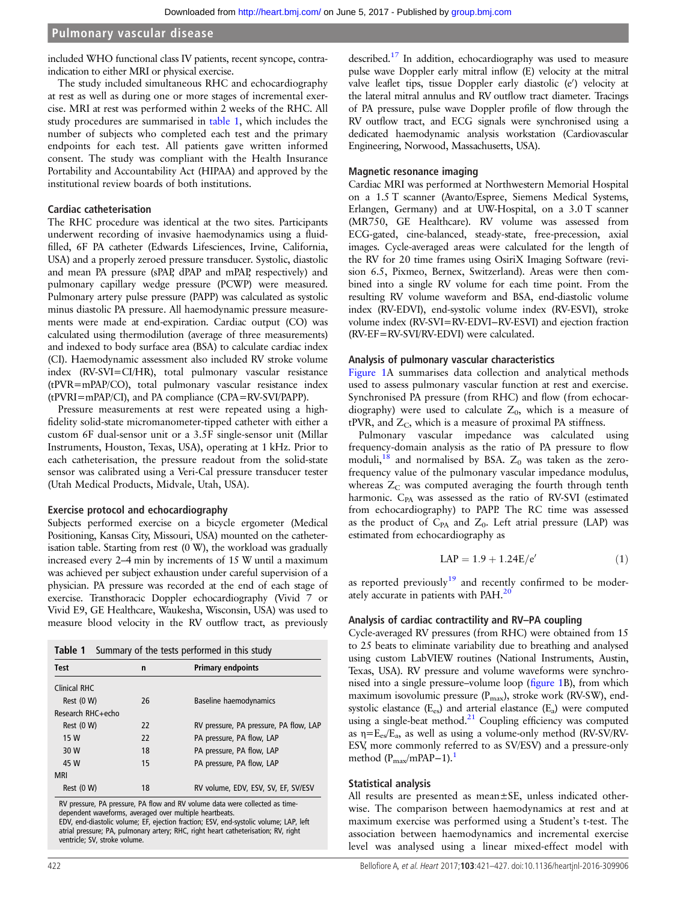included WHO functional class IV patients, recent syncope, contraindication to either MRI or physical exercise.

The study included simultaneous RHC and echocardiography at rest as well as during one or more stages of incremental exercise. MRI at rest was performed within 2 weeks of the RHC. All study procedures are summarised in table 1, which includes the number of subjects who completed each test and the primary endpoints for each test. All patients gave written informed consent. The study was compliant with the Health Insurance Portability and Accountability Act (HIPAA) and approved by the institutional review boards of both institutions.

### Cardiac catheterisation

The RHC procedure was identical at the two sites. Participants underwent recording of invasive haemodynamics using a fluid-filled, 6F PA catheter (Edwards Lifesciences, Irvine, California, USA) and a properly zeroed pressure transducer. Systolic, diastolic and mean PA pressure (sPAP, dPAP and mPAP, respectively) and pulmonary capillary wedge pressure (PCWP) were measured. Pulmonary artery pulse pressure (PAPP) was calculated as systolic minus diastolic PA pressure. All haemodynamic pressure measurements were made at end-expiration. Cardiac output (CO) was calculated using thermodilution (average of three measurements) and indexed to body surface area (BSA) to calculate cardiac index (CI). Haemodynamic assessment also included RV stroke volume index (RV-SVI=CI/HR), total pulmonary vascular resistance (tPVR=mPAP/CO), total pulmonary vascular resistance index (tPVRI=mPAP/CI), and PA compliance (CPA=RV-SVI/PAPP).

Pressure measurements at rest were repeated using a high-fidelity solid-state micromanometer-tipped catheter with either a custom 6F dual-sensor unit or a 3.5F single-sensor unit (Millar Instruments, Houston, Texas, USA), operating at 1 kHz. Prior to each catheterisation, the pressure readout from the solid-state sensor was calibrated using a Veri-Cal pressure transducer tester (Utah Medical Products, Midvale, Utah, USA).

### Exercise protocol and echocardiography

Subjects performed exercise on a bicycle ergometer (Medical Positioning, Kansas City, Missouri, USA) mounted on the catheterisation table. Starting from rest (0 W), the workload was gradually increased every 2–4 min by increments of 15 W until a maximum was achieved per subject exhaustion under careful supervision of a physician. PA pressure was recorded at the end of each stage of exercise. Transthoracic Doppler echocardiography (Vivid 7 or Vivid E9, GE Healthcare, Waukesha, Wisconsin, USA) was used to measure blood velocity in the RV outflow tract, as previously described.[17] In addition, echocardiography was used to measure pulse wave Doppler early mitral inflow (E) velocity at the mitral valve leaflet tips, tissue Doppler early diastolic (e′) velocity at the lateral mitral annulus and RV outflow tract diameter. Tracings of PA pressure, pulse wave Doppler profile of flow through the RV outflow tract, and ECG signals were synchronised using a dedicated haemodynamic analysis workstation (Cardiovascular Engineering, Norwood, Massachusetts, USA).

**Table 1** Summary of the tests performed in this study

| Test | n | Primary endpoints |
|---|---|---|
| Clinical RHC | | |
| Rest (0 W) | 26 | Baseline haemodynamics |
| Research RHC+echo | | |
| Rest (0 W) | 22 | RV pressure, PA pressure, PA flow, LAP |
| 15 W | 22 | PA pressure, PA flow, LAP |
| 30 W | 18 | PA pressure, PA flow, LAP |
| 45 W | 15 | PA pressure, PA flow, LAP |
| MRI | | |
| Rest (0 W) | 18 | RV volume, EDV, ESV, SV, EF, SV/ESV |

RV pressure, PA pressure, PA flow and RV volume data were collected as time-dependent waveforms, averaged over multiple heartbeats.
EDV, end-diastolic volume; EF, ejection fraction; ESV, end-systolic volume; LAP, left atrial pressure; PA, pulmonary artery; RHC, right heart catheterisation; RV, right ventricle; SV, stroke volume.

### Magnetic resonance imaging

Cardiac MRI was performed at Northwestern Memorial Hospital on a 1.5 T scanner (Avanto/Espree, Siemens Medical Systems, Erlangen, Germany) and at UW-Hospital, on a 3.0 T scanner (MR750, GE Healthcare). RV volume was assessed from ECG-gated, cine-balanced, steady-state, free-precession, axial images. Cycle-averaged areas were calculated for the length of the RV for 20 time frames using OsiriX Imaging Software (revision 6.5, Pixmeo, Bernex, Switzerland). Areas were then combined into a single RV volume for each time point. From the resulting RV volume waveform and BSA, end-diastolic volume index (RV-EDVI), end-systolic volume index (RV-ESVI), stroke volume index (RV-SVI=RV-EDVI−RV-ESVI) and ejection fraction (RV-EF=RV-SVI/RV-EDVI) were calculated.

### Analysis of pulmonary vascular characteristics

Figure 1A summarises data collection and analytical methods used to assess pulmonary vascular function at rest and exercise. Synchronised PA pressure (from RHC) and flow (from echocardiography) were used to calculate $Z_0$, which is a measure of tPVR, and $Z_C$, which is a measure of proximal PA stiffness.

Pulmonary vascular impedance was calculated using frequency-domain analysis as the ratio of PA pressure to flow moduli,[18] and normalised by BSA. $Z_0$ was taken as the zero-frequency value of the pulmonary vascular impedance modulus, whereas $Z_C$ was computed averaging the fourth through tenth harmonic. $C_{PA}$ was assessed as the ratio of RV-SVI (estimated from echocardiography) to PAPP. The RC time was assessed as the product of $C_{PA}$ and $Z_0$. Left atrial pressure (LAP) was estimated from echocardiography as

$$\text{LAP} = 1.9 + 1.24\text{E}/\text{e}' \tag{1}$$

as reported previously[19] and recently confirmed to be moderately accurate in patients with PAH.[20]

### Analysis of cardiac contractility and RV–PA coupling

Cycle-averaged RV pressures (from RHC) were obtained from 15 to 25 beats to eliminate variability due to breathing and analysed using custom LabVIEW routines (National Instruments, Austin, Texas, USA). RV pressure and volume waveforms were synchronised into a single pressure–volume loop (figure 1B), from which maximum isovolumic pressure ($P_{max}$), stroke work (RV-SW), end-systolic elastance ($E_{es}$) and arterial elastance ($E_a$) were computed using a single-beat method.[21] Coupling efficiency was computed as $\eta = E_{es}/E_a$, as well as using a volume-only method (RV-SV/RV-ESV, more commonly referred to as SV/ESV) and a pressure-only method ($P_{max}$/mPAP−1).[1]

### Statistical analysis

All results are presented as mean±SE, unless indicated otherwise. The comparison between haemodynamics at rest and at maximum exercise was performed using a Student's t-test. The association between haemodynamics and incremental exercise level was analysed using a linear mixed-effect model with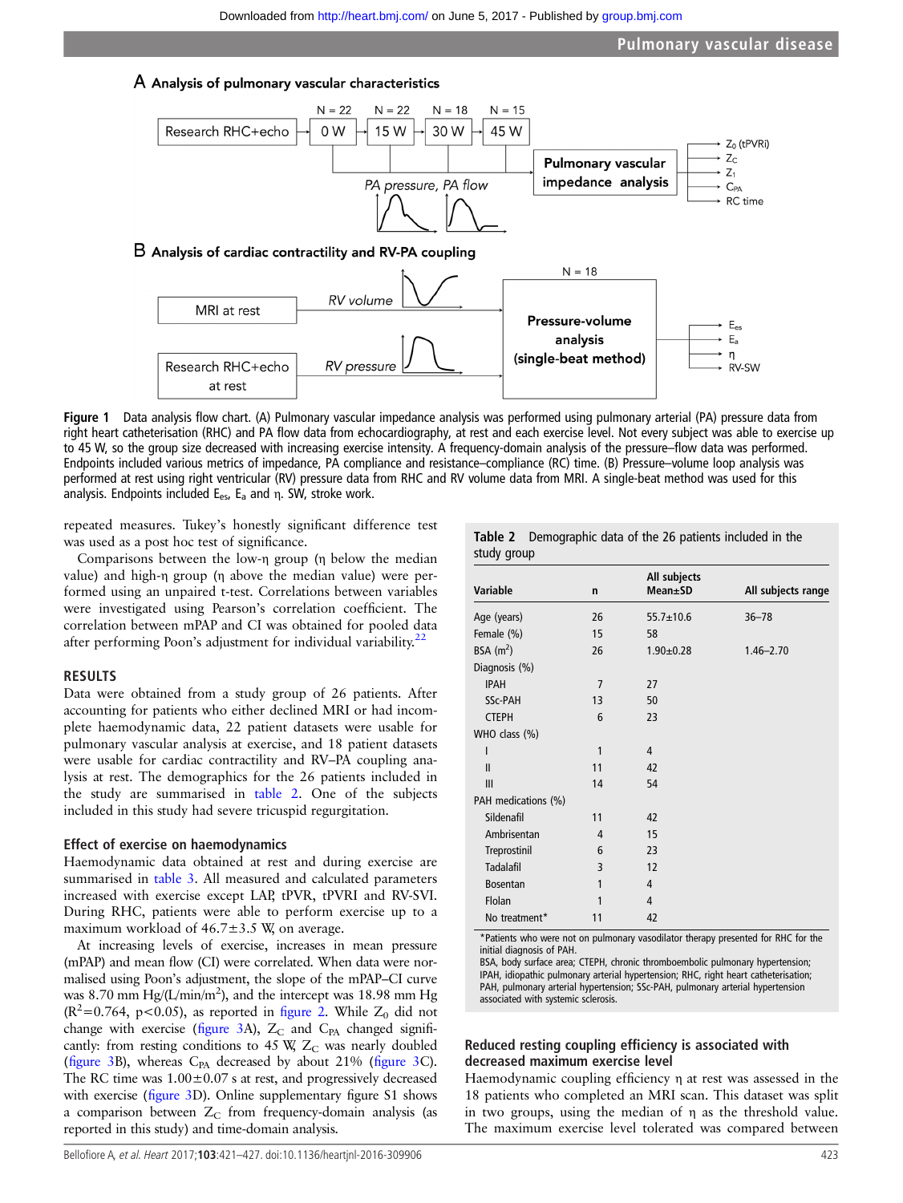**Figure 1** Data analysis flow chart. (A) Pulmonary vascular impedance analysis was performed using pulmonary arterial (PA) pressure data from right heart catheterisation (RHC) and PA flow data from echocardiography, at rest and each exercise level. Not every subject was able to exercise up to 45 W, so the group size decreased with increasing exercise intensity. A frequency-domain analysis of the pressure–flow data was performed. Endpoints included various metrics of impedance, PA compliance and resistance–compliance (RC) time. (B) Pressure–volume loop analysis was performed at rest using right ventricular (RV) pressure data from RHC and RV volume data from MRI. A single-beat method was used for this analysis. Endpoints included $E_{es}$, $E_a$ and η. SW, stroke work.

repeated measures. Tukey's honestly significant difference test was used as a post hoc test of significance.

Comparisons between the low-η group (η below the median value) and high-η group (η above the median value) were performed using an unpaired t-test. Correlations between variables were investigated using Pearson's correlation coefficient. The correlation between mPAP and CI was obtained for pooled data after performing Poon's adjustment for individual variability.[22]

## RESULTS

Data were obtained from a study group of 26 patients. After accounting for patients who either declined MRI or had incomplete haemodynamic data, 22 patient datasets were usable for pulmonary vascular analysis at exercise, and 18 patient datasets were usable for cardiac contractility and RV–PA coupling analysis at rest. The demographics for the 26 patients included in the study are summarised in table 2. One of the subjects included in this study had severe tricuspid regurgitation.

### Effect of exercise on haemodynamics

Haemodynamic data obtained at rest and during exercise are summarised in table 3. All measured and calculated parameters increased with exercise except LAP, tPVR, tPVRI and RV-SVI. During RHC, patients were able to perform exercise up to a maximum workload of 46.7±3.5 W, on average.

At increasing levels of exercise, increases in mean pressure (mPAP) and mean flow (CI) were correlated. When data were normalised using Poon's adjustment, the slope of the mPAP–CI curve was 8.70 mm Hg/(L/min/m$^2$), and the intercept was 18.98 mm Hg ($R^2$=0.764, $p<0.05$), as reported in figure 2. While $Z_0$ did not change with exercise (figure 3A), $Z_C$ and $C_{PA}$ changed significantly: from resting conditions to 45 W, $Z_C$ was nearly doubled (figure 3B), whereas $C_{PA}$ decreased by about 21% (figure 3C). The RC time was 1.00±0.07 s at rest, and progressively decreased with exercise (figure 3D). Online supplementary figure S1 shows a comparison between $Z_C$ from frequency-domain analysis (as reported in this study) and time-domain analysis.

**Table 2** Demographic data of the 26 patients included in the study group

| Variable | n | All subjects Mean±SD | All subjects range |
|---|---|---|---|
| Age (years) | 26 | 55.7±10.6 | 36–78 |
| Female (%) | 15 | 58 | |
| BSA (m$^2$) | 26 | 1.90±0.28 | 1.46–2.70 |
| Diagnosis (%) | | | |
| IPAH | 7 | 27 | |
| SSc-PAH | 13 | 50 | |
| CTEPH | 6 | 23 | |
| WHO class (%) | | | |
| I | 1 | 4 | |
| II | 11 | 42 | |
| III | 14 | 54 | |
| PAH medications (%) | | | |
| Sildenafil | 11 | 42 | |
| Ambrisentan | 4 | 15 | |
| Treprostinil | 6 | 23 | |
| Tadalafil | 3 | 12 | |
| Bosentan | 1 | 4 | |
| Flolan | 1 | 4 | |
| No treatment* | 11 | 42 | |

*Patients who were not on pulmonary vasodilator therapy presented for RHC for the initial diagnosis of PAH.
BSA, body surface area; CTEPH, chronic thromboembolic pulmonary hypertension; IPAH, idiopathic pulmonary arterial hypertension; RHC, right heart catheterisation; PAH, pulmonary arterial hypertension; SSc-PAH, pulmonary arterial hypertension associated with systemic sclerosis.

### Reduced resting coupling efficiency is associated with decreased maximum exercise level

Haemodynamic coupling efficiency η at rest was assessed in the 18 patients who completed an MRI scan. This dataset was split in two groups, using the median of η as the threshold value. The maximum exercise level tolerated was compared between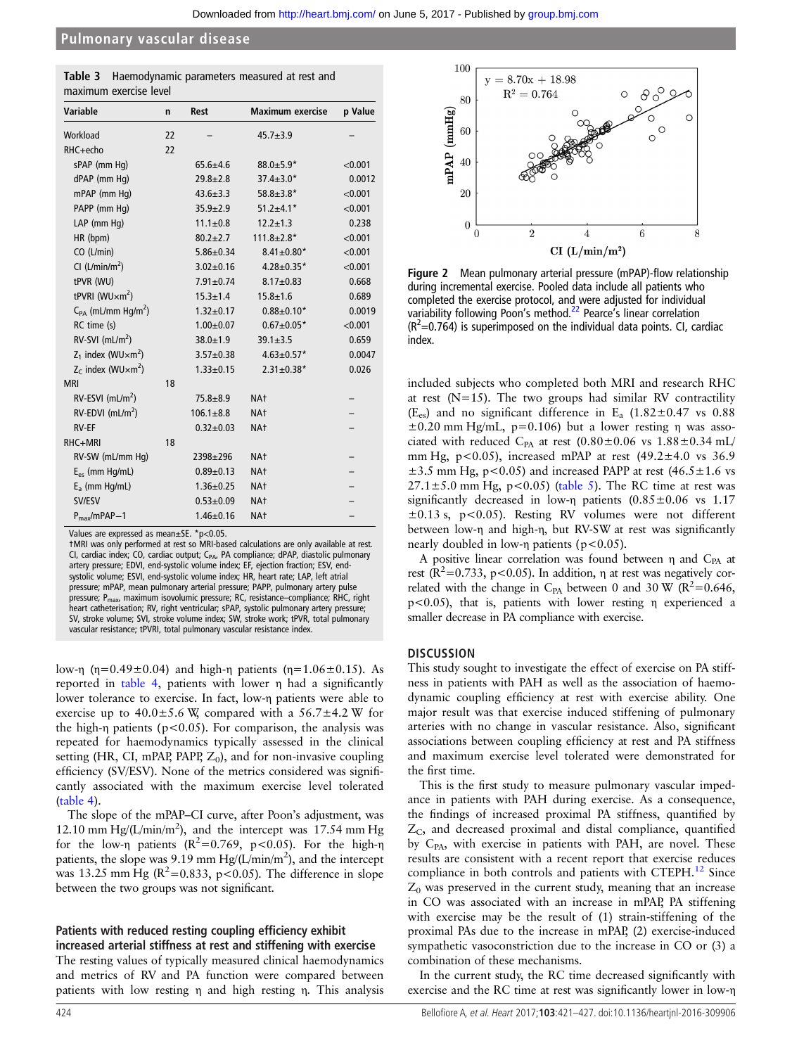**Table 3** Haemodynamic parameters measured at rest and maximum exercise level

| Variable | n | Rest | Maximum exercise | p Value |
|---|---|---|---|---|
| Workload | 22 | – | 45.7±3.9 | – |
| RHC+echo | 22 | | | |
| sPAP (mm Hg) | | 65.6±4.6 | 88.0±5.9* | <0.001 |
| dPAP (mm Hg) | | 29.8±2.8 | 37.4±3.0* | 0.0012 |
| mPAP (mm Hg) | | 43.6±3.3 | 58.8±3.8* | <0.001 |
| PAPP (mm Hg) | | 35.9±2.9 | 51.2±4.1* | <0.001 |
| LAP (mm Hg) | | 11.1±0.8 | 12.2±1.3 | 0.238 |
| HR (bpm) | | 80.2±2.7 | 111.8±2.8* | <0.001 |
| CO (L/min) | | 5.86±0.34 | 8.41±0.80* | <0.001 |
| CI (L/min/m²) | | 3.02±0.16 | 4.28±0.35* | <0.001 |
| tPVR (WU) | | 7.91±0.74 | 8.17±0.83 | 0.668 |
| tPVRI (WU×m²) | | 15.3±1.4 | 15.8±1.6 | 0.689 |
| $C_{PA}$ (mL/mm Hg/m²) | | 1.32±0.17 | 0.88±0.10* | 0.0019 |
| RC time (s) | | 1.00±0.07 | 0.67±0.05* | <0.001 |
| RV-SVI (mL/m²) | | 38.0±1.9 | 39.1±3.5 | 0.659 |
| $Z_1$ index (WU×m²) | | 3.57±0.38 | 4.63±0.57* | 0.0047 |
| $Z_C$ index (WU×m²) | | 1.33±0.15 | 2.31±0.38* | 0.026 |
| MRI | 18 | | | |
| RV-ESVI (mL/m²) | | 75.8±8.9 | NA† | – |
| RV-EDVI (mL/m²) | | 106.1±8.8 | NA† | – |
| RV-EF | | 0.32±0.03 | NA† | – |
| RHC+MRI | 18 | | | |
| RV-SW (mL/mm Hg) | | 2398±296 | NA† | – |
| $E_{es}$ (mm Hg/mL) | | 0.89±0.13 | NA† | – |
| $E_a$ (mm Hg/mL) | | 1.36±0.25 | NA† | – |
| SV/ESV | | 0.53±0.09 | NA† | – |
| $P_{max}$/mPAP−1 | | 1.46±0.16 | NA† | – |

Values are expressed as mean±SE. *p<0.05.
†MRI was only performed at rest so MRI-based calculations are only available at rest.
CI, cardiac index; CO, cardiac output; $C_{PA}$, PA compliance; dPAP, diastolic pulmonary artery pressure; EDVI, end-systolic volume index; EF, ejection fraction; ESV, end-systolic volume; ESVI, end-systolic volume index; HR, heart rate; LAP, left atrial pressure; mPAP, mean pulmonary arterial pressure; PAPP, pulmonary artery pulse pressure; $P_{max}$, maximum isovolumic pressure; RC, resistance–compliance; RHC, right heart catheterisation; RV, right ventricular; sPAP, systolic pulmonary artery pressure; SV, stroke volume; SVI, stroke volume index; SW, stroke work; tPVR, total pulmonary vascular resistance; tPVRI, total pulmonary vascular resistance index.

low-η (η=0.49±0.04) and high-η patients (η=1.06±0.15). As reported in table 4, patients with lower η had a significantly lower tolerance to exercise. In fact, low-η patients were able to exercise up to 40.0±5.6 W, compared with a 56.7±4.2 W for the high-η patients ($p<0.05$). For comparison, the analysis was repeated for haemodynamics typically assessed in the clinical setting (HR, CI, mPAP, PAPP, $Z_0$), and for non-invasive coupling efficiency (SV/ESV). None of the metrics considered was significantly associated with the maximum exercise level tolerated (table 4).

The slope of the mPAP–CI curve, after Poon's adjustment, was 12.10 mm Hg/(L/min/m²), and the intercept was 17.54 mm Hg for the low-η patients ($R^2=0.769$, $p<0.05$). For the high-η patients, the slope was 9.19 mm Hg/(L/min/m²), and the intercept was 13.25 mm Hg ($R^2=0.833$, $p<0.05$). The difference in slope between the two groups was not significant.

### Patients with reduced resting coupling efficiency exhibit increased arterial stiffness at rest and stiffening with exercise

The resting values of typically measured clinical haemodynamics and metrics of RV and PA function were compared between patients with low resting η and high resting η. This analysis included subjects who completed both MRI and research RHC at rest (N=15). The two groups had similar RV contractility ($E_{es}$) and no significant difference in $E_a$ (1.82±0.47 vs 0.88 ±0.20 mm Hg/mL, p=0.106) but a lower resting η was associated with reduced $C_{PA}$ at rest (0.80±0.06 vs 1.88±0.34 mL/mm Hg, $p<0.05$), increased mPAP at rest (49.2±4.0 vs 36.9 ±3.5 mm Hg, $p<0.05$) and increased PAPP at rest (46.5±1.6 vs 27.1±5.0 mm Hg, $p<0.05$) (table 5). The RC time at rest was significantly decreased in low-η patients (0.85±0.06 vs 1.17 ±0.13 s, $p<0.05$). Resting RV volumes were not different between low-η and high-η, but RV-SW at rest was significantly nearly doubled in low-η patients ($p<0.05$).

A positive linear correlation was found between η and $C_{PA}$ at rest ($R^2=0.733$, $p<0.05$). In addition, η at rest was negatively correlated with the change in $C_{PA}$ between 0 and 30 W ($R^2=0.646$, $p<0.05$), that is, patients with lower resting η experienced a smaller decrease in PA compliance with exercise.

Figure 2 Mean pulmonary arterial pressure (mPAP)-flow relationship during incremental exercise. Pooled data include all patients who completed the exercise protocol, and were adjusted for individual variability following Poon's method.[22] Pearce's linear correlation ($R^2=0.764$) is superimposed on the individual data points. CI, cardiac index.

## DISCUSSION

This study sought to investigate the effect of exercise on PA stiffness in patients with PAH as well as the association of haemodynamic coupling efficiency at rest with exercise ability. One major result was that exercise induced stiffening of pulmonary arteries with no change in vascular resistance. Also, significant associations between coupling efficiency at rest and PA stiffness and maximum exercise level tolerated were demonstrated for the first time.

This is the first study to measure pulmonary vascular impedance in patients with PAH during exercise. As a consequence, the findings of increased proximal PA stiffness, quantified by $Z_C$, and decreased proximal and distal compliance, quantified by $C_{PA}$, with exercise in patients with PAH, are novel. These results are consistent with a recent report that exercise reduces compliance in both controls and patients with CTEPH.[12] Since $Z_0$ was preserved in the current study, meaning that an increase in CO was associated with an increase in mPAP, PA stiffening with exercise may be the result of (1) strain-stiffening of the proximal PAs due to the increase in mPAP, (2) exercise-induced sympathetic vasoconstriction due to the increase in CO or (3) a combination of these mechanisms.

In the current study, the RC time decreased significantly with exercise and the RC time at rest was significantly lower in low-η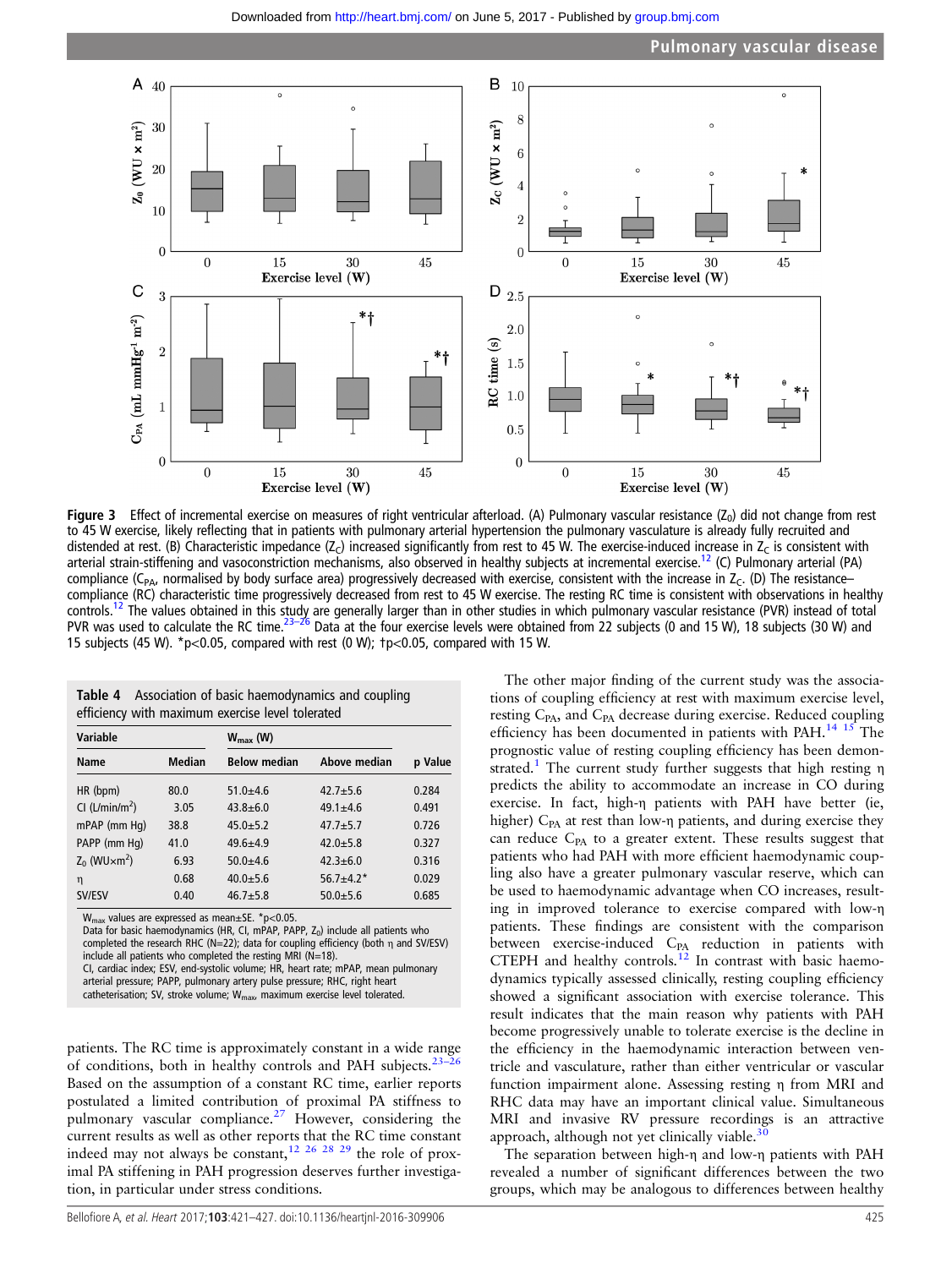**Figure 3** Effect of incremental exercise on measures of right ventricular afterload. (A) Pulmonary vascular resistance ($Z_0$) did not change from rest to 45 W exercise, likely reflecting that in patients with pulmonary arterial hypertension the pulmonary vasculature is already fully recruited and distended at rest. (B) Characteristic impedance ($Z_C$) increased significantly from rest to 45 W. The exercise-induced increase in $Z_C$ is consistent with arterial strain-stiffening and vasoconstriction mechanisms, also observed in healthy subjects at incremental exercise.[12] (C) Pulmonary arterial (PA) compliance ($C_{PA}$, normalised by body surface area) progressively decreased with exercise, consistent with the increase in $Z_C$. (D) The resistance–compliance (RC) characteristic time progressively decreased from rest to 45 W exercise. The resting RC time is consistent with observations in healthy controls.[12] The values obtained in this study are generally larger than in other studies in which pulmonary vascular resistance (PVR) instead of total PVR was used to calculate the RC time.[23–26] Data at the four exercise levels were obtained from 22 subjects (0 and 15 W), 18 subjects (30 W) and 15 subjects (45 W). *p<0.05, compared with rest (0 W); †p<0.05, compared with 15 W.

**Table 4** Association of basic haemodynamics and coupling efficiency with maximum exercise level tolerated

| Variable | | $W_{max}$ (W) | | |
|---|---|---|---|---|
| Name | Median | Below median | Above median | p Value |
| HR (bpm) | 80.0 | 51.0±4.6 | 42.7±5.6 | 0.284 |
| CI (L/min/m²) | 3.05 | 43.8±6.0 | 49.1±4.6 | 0.491 |
| mPAP (mm Hg) | 38.8 | 45.0±5.2 | 47.7±5.7 | 0.726 |
| PAPP (mm Hg) | 41.0 | 49.6±4.9 | 42.0±5.8 | 0.327 |
| $Z_0$ (WU×m²) | 6.93 | 50.0±4.6 | 42.3±6.0 | 0.316 |
| η | 0.68 | 40.0±5.6 | 56.7±4.2* | 0.029 |
| SV/ESV | 0.40 | 46.7±5.8 | 50.0±5.6 | 0.685 |

$W_{max}$ values are expressed as mean±SE. *p<0.05.
Data for basic haemodynamics (HR, CI, mPAP, PAPP, $Z_0$) include all patients who completed the research RHC (N=22); data for coupling efficiency (both η and SV/ESV) include all patients who completed the resting MRI (N=18).
CI, cardiac index; ESV, end-systolic volume; HR, heart rate; mPAP, mean pulmonary arterial pressure; PAPP, pulmonary artery pulse pressure; RHC, right heart catheterisation; SV, stroke volume; $W_{max}$, maximum exercise level tolerated.

patients. The RC time is approximately constant in a wide range of conditions, both in healthy controls and PAH subjects.[23–26] Based on the assumption of a constant RC time, earlier reports postulated a limited contribution of proximal PA stiffness to pulmonary vascular compliance.[27] However, considering the current results as well as other reports that the RC time constant indeed may not always be constant,[12 26 28 29] the role of proximal PA stiffening in PAH progression deserves further investigation, in particular under stress conditions.

The other major finding of the current study was the associations of coupling efficiency at rest with maximum exercise level, resting $C_{PA}$, and $C_{PA}$ decrease during exercise. Reduced coupling efficiency has been documented in patients with PAH.[14 15] The prognostic value of resting coupling efficiency has been demonstrated.[1] The current study further suggests that high resting η predicts the ability to accommodate an increase in CO during exercise. In fact, high-η patients with PAH have better (ie, higher) $C_{PA}$ at rest than low-η patients, and during exercise they can reduce $C_{PA}$ to a greater extent. These results suggest that patients who had PAH with more efficient haemodynamic coupling also have a greater pulmonary vascular reserve, which can be used to haemodynamic advantage when CO increases, resulting in improved tolerance to exercise compared with low-η patients. These findings are consistent with the comparison between exercise-induced $C_{PA}$ reduction in patients with CTEPH and healthy controls.[12] In contrast with basic haemodynamics typically assessed clinically, resting coupling efficiency showed a significant association with exercise tolerance. This result indicates that the main reason why patients with PAH become progressively unable to tolerate exercise is the decline in the efficiency in the haemodynamic interaction between ventricle and vasculature, rather than either ventricular or vascular function impairment alone. Assessing resting η from MRI and RHC data may have an important clinical value. Simultaneous MRI and invasive RV pressure recordings is an attractive approach, although not yet clinically viable.[30]

The separation between high-η and low-η patients with PAH revealed a number of significant differences between the two groups, which may be analogous to differences between healthy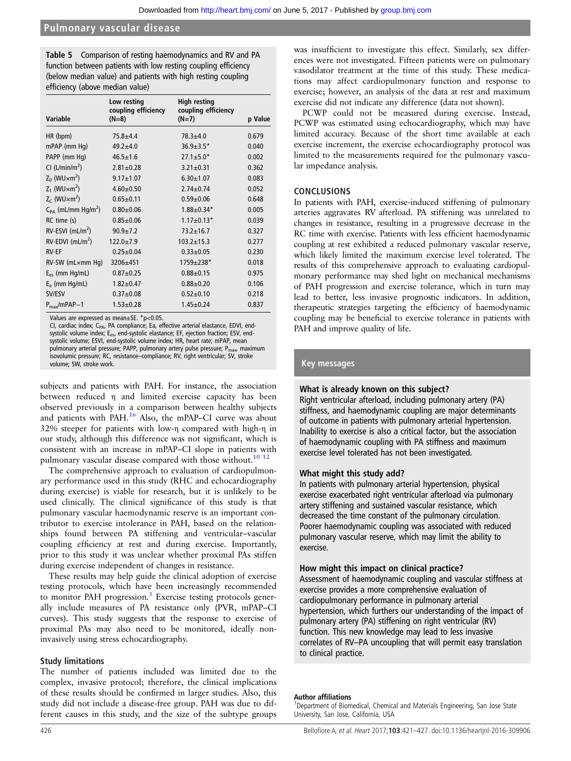**Table 5** Comparison of resting haemodynamics and RV and PA function between patients with low resting coupling efficiency (below median value) and patients with high resting coupling efficiency (above median value)

| Variable | Low resting coupling efficiency (N=8) | High resting coupling efficiency (N=7) | p Value |
|---|---|---|---|
| HR (bpm) | 75.8±4.4 | 78.3±4.0 | 0.679 |
| mPAP (mm Hg) | 49.2±4.0 | 36.9±3.5* | 0.040 |
| PAPP (mm Hg) | 46.5±1.6 | 27.1±5.0* | 0.002 |
| CI (L/min/m$^2$) | 2.81±0.28 | 3.21±0.31 | 0.362 |
| $Z_0$ (WU×m$^2$) | 9.17±1.07 | 6.30±1.07 | 0.083 |
| $Z_1$ (WU×m$^2$) | 4.60±0.50 | 2.74±0.74 | 0.052 |
| $Z_C$ (WU×m$^2$) | 0.65±0.11 | 0.59±0.06 | 0.648 |
| $C_{PA}$ (mL/mm Hg/m$^2$) | 0.80±0.06 | 1.88±0.34* | 0.005 |
| RC time (s) | 0.85±0.06 | 1.17±0.13* | 0.039 |
| RV-ESVI (mL/m$^2$) | 90.9±7.2 | 73.2±16.7 | 0.327 |
| RV-EDVI (mL/m$^2$) | 122.0±7.9 | 103.2±15.3 | 0.277 |
| RV-EF | 0.25±0.04 | 0.33±0.05 | 0.230 |
| RV-SW (mL×mm Hg) | 3206±451 | 1759±238* | 0.018 |
| $E_{es}$ (mm Hg/mL) | 0.87±0.25 | 0.88±0.15 | 0.975 |
| $E_a$ (mm Hg/mL) | 1.82±0.47 | 0.88±0.20 | 0.106 |
| SV/ESV | 0.37±0.08 | 0.52±0.10 | 0.218 |
| $P_{max}$/mPAP−1 | 1.53±0.28 | 1.45±0.24 | 0.837 |

Values are expressed as mean±SE. *p<0.05.
CI, cardiac index; $C_{PA}$, PA compliance; Ea, effective arterial elastance, EDVI, end-systolic volume index; $E_{es}$, end-systolic elastance; EF, ejection fraction; ESV, end-systolic volume; ESVI, end-systolic volume index; HR, heart rate; mPAP, mean pulmonary arterial pressure; PAPP, pulmonary artery pulse pressure; $P_{max}$, maximum isovolumic pressure; RC, resistance–compliance; RV, right ventricular; SV, stroke volume; SW, stroke work.

subjects and patients with PAH. For instance, the association between reduced η and limited exercise capacity has been observed previously in a comparison between healthy subjects and patients with PAH.[16] Also, the mPAP–CI curve was about 32% steeper for patients with low-η compared with high-η in our study, although this difference was not significant, which is consistent with an increase in mPAP–CI slope in patients with pulmonary vascular disease compared with those without.[10 12]

The comprehensive approach to evaluation of cardiopulmonary performance used in this study (RHC and echocardiography during exercise) is viable for research, but it is unlikely to be used clinically. The clinical significance of this study is that pulmonary vascular haemodynamic reserve is an important contributor to exercise intolerance in PAH, based on the relationships found between PA stiffening and ventricular–vascular coupling efficiency at rest and during exercise. Importantly, prior to this study it was unclear whether proximal PAs stiffen during exercise independent of changes in resistance.

These results may help guide the clinical adoption of exercise testing protocols, which have been increasingly recommended to monitor PAH progression.[5] Exercise testing protocols generally include measures of PA resistance only (PVR, mPAP–CI curves). This study suggests that the response to exercise of proximal PAs may also need to be monitored, ideally non-invasively using stress echocardiography.

### Study limitations

The number of patients included was limited due to the complex, invasive protocol; therefore, the clinical implications of these results should be confirmed in larger studies. Also, this study did not include a disease-free group. PAH was due to different causes in this study, and the size of the subtype groups was insufficient to investigate this effect. Similarly, sex differences were not investigated. Fifteen patients were on pulmonary vasodilator treatment at the time of this study. These medications may affect cardiopulmonary function and response to exercise; however, an analysis of the data at rest and maximum exercise did not indicate any difference (data not shown).

PCWP could not be measured during exercise. Instead, PCWP was estimated using echocardiography, which may have limited accuracy. Because of the short time available at each exercise increment, the exercise echocardiography protocol was limited to the measurements required for the pulmonary vascular impedance analysis.

## CONCLUSIONS

In patients with PAH, exercise-induced stiffening of pulmonary arteries aggravates RV afterload. PA stiffening was unrelated to changes in resistance, resulting in a progressive decrease in the RC time with exercise. Patients with less efficient haemodynamic coupling at rest exhibited a reduced pulmonary vascular reserve, which likely limited the maximum exercise level tolerated. The results of this comprehensive approach to evaluating cardiopulmonary performance may shed light on mechanical mechanisms of PAH progression and exercise tolerance, which in turn may lead to better, less invasive prognostic indicators. In addition, therapeutic strategies targeting the efficiency of haemodynamic coupling may be beneficial to exercise tolerance in patients with PAH and improve quality of life.

### Key messages

**What is already known on this subject?**

Right ventricular afterload, including pulmonary artery (PA) stiffness, and haemodynamic coupling are major determinants of outcome in patients with pulmonary arterial hypertension. Inability to exercise is also a critical factor, but the association of haemodynamic coupling with PA stiffness and maximum exercise level tolerated has not been investigated.

**What might this study add?**

In patients with pulmonary arterial hypertension, physical exercise exacerbated right ventricular afterload via pulmonary artery stiffening and sustained vascular resistance, which decreased the time constant of the pulmonary circulation. Poorer haemodynamic coupling was associated with reduced pulmonary vascular reserve, which may limit the ability to exercise.

**How might this impact on clinical practice?**

Assessment of haemodynamic coupling and vascular stiffness at exercise provides a more comprehensive evaluation of cardiopulmonary performance in pulmonary arterial hypertension, which furthers our understanding of the impact of pulmonary artery (PA) stiffening on right ventricular (RV) function. This new knowledge may lead to less invasive correlates of RV–PA uncoupling that will permit easy translation to clinical practice.

**Author affiliations**

[1]Department of Biomedical, Chemical and Materials Engineering, San Jose State University, San Jose, California, USA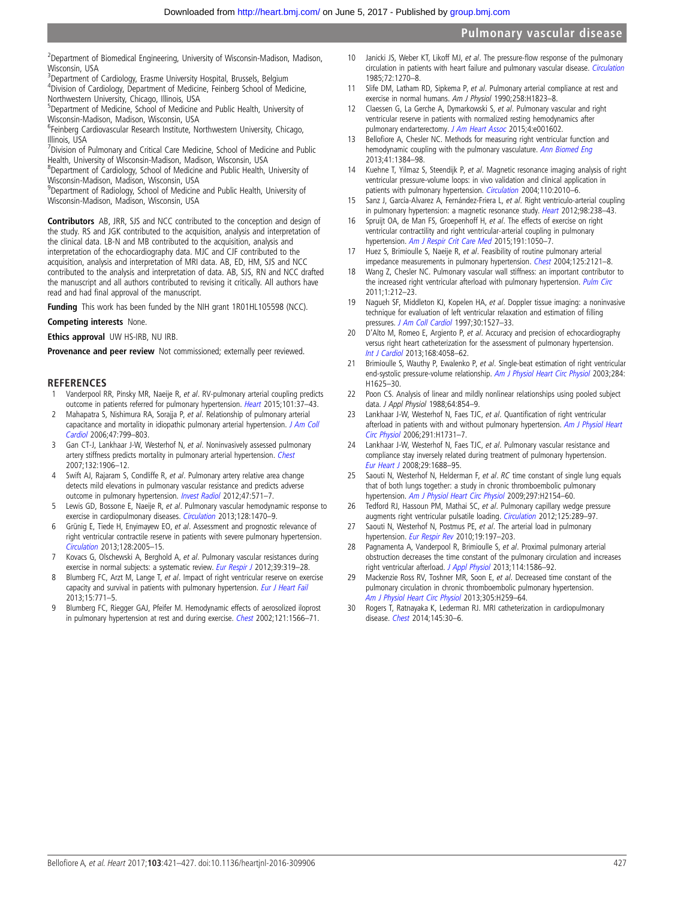[2]Department of Biomedical Engineering, University of Wisconsin-Madison, Madison, Wisconsin, USA
[3]Department of Cardiology, Erasme University Hospital, Brussels, Belgium
[4]Division of Cardiology, Department of Medicine, Feinberg School of Medicine, Northwestern University, Chicago, Illinois, USA
[5]Department of Medicine, School of Medicine and Public Health, University of Wisconsin-Madison, Madison, Wisconsin, USA
[6]Feinberg Cardiovascular Research Institute, Northwestern University, Chicago, Illinois, USA
[7]Division of Pulmonary and Critical Care Medicine, School of Medicine and Public Health, University of Wisconsin-Madison, Madison, Wisconsin, USA
[8]Department of Cardiology, School of Medicine and Public Health, University of Wisconsin-Madison, Madison, Wisconsin, USA
[9]Department of Radiology, School of Medicine and Public Health, University of Wisconsin-Madison, Madison, Wisconsin, USA

**Contributors** AB, JRR, SJS and NCC contributed to the conception and design of the study. RS and JGK contributed to the acquisition, analysis and interpretation of the clinical data. LB-N and MB contributed to the acquisition, analysis and interpretation of the echocardiography data. MJC and CJF contributed to the acquisition, analysis and interpretation of MRI data. AB, ED, HM, SJS and NCC contributed to the analysis and interpretation of data. AB, SJS, RN and NCC drafted the manuscript and all authors contributed to revising it critically. All authors have read and had final approval of the manuscript.

**Funding** This work has been funded by the NIH grant 1R01HL105598 (NCC).

**Competing interests** None.

**Ethics approval** UW HS-IRB, NU IRB.

**Provenance and peer review** Not commissioned; externally peer reviewed.

## REFERENCES

1. Vanderpool RR, Pinsky MR, Naeije R, *et al*. RV-pulmonary arterial coupling predicts outcome in patients referred for pulmonary hypertension. *Heart* 2015;101:37–43.
2. Mahapatra S, Nishimura RA, Sorajja P, *et al*. Relationship of pulmonary arterial capacitance and mortality in idiopathic pulmonary arterial hypertension. *J Am Coll Cardiol* 2006;47:799–803.
3. Gan CT-J, Lankhaar J-W, Westerhof N, *et al*. Noninvasively assessed pulmonary artery stiffness predicts mortality in pulmonary arterial hypertension. *Chest* 2007;132:1906–12.
4. Swift AJ, Rajaram S, Condliffe R, *et al*. Pulmonary artery relative area change detects mild elevations in pulmonary vascular resistance and predicts adverse outcome in pulmonary hypertension. *Invest Radiol* 2012;47:571–7.
5. Lewis GD, Bossone E, Naeije R, *et al*. Pulmonary vascular hemodynamic response to exercise in cardiopulmonary diseases. *Circulation* 2013;128:1470–9.
6. Grünig E, Tiede H, Enyimayew EO, *et al*. Assessment and prognostic relevance of right ventricular contractile reserve in patients with severe pulmonary hypertension. *Circulation* 2013;128:2005–15.
7. Kovacs G, Olschewski A, Berghold A, *et al*. Pulmonary vascular resistances during exercise in normal subjects: a systematic review. *Eur Respir J* 2012;39:319–28.
8. Blumberg FC, Arzt M, Lange T, *et al*. Impact of right ventricular reserve on exercise capacity and survival in patients with pulmonary hypertension. *Eur J Heart Fail* 2013;15:771–5.
9. Blumberg FC, Riegger GAJ, Pfeifer M. Hemodynamic effects of aerosolized iloprost in pulmonary hypertension at rest and during exercise. *Chest* 2002;121:1566–71.
10. Janicki JS, Weber KT, Likoff MJ, *et al*. The pressure-flow response of the pulmonary circulation in patients with heart failure and pulmonary vascular disease. *Circulation* 1985;72:1270–8.
11. Slife DM, Latham RD, Sipkema P, *et al*. Pulmonary arterial compliance at rest and exercise in normal humans. *Am J Physiol* 1990;258:H1823–8.
12. Claessen G, La Gerche A, Dymarkowski S, *et al*. Pulmonary vascular and right ventricular reserve in patients with normalized resting hemodynamics after pulmonary endarterectomy. *J Am Heart Assoc* 2015;4:e001602.
13. Bellofiore A, Chesler NC. Methods for measuring right ventricular function and hemodynamic coupling with the pulmonary vasculature. *Ann Biomed Eng* 2013;41:1384–98.
14. Kuehne T, Yilmaz S, Steendijk P, *et al*. Magnetic resonance imaging analysis of right ventricular pressure-volume loops: in vivo validation and clinical application in patients with pulmonary hypertension. *Circulation* 2004;110:2010–6.
15. Sanz J, García-Alvarez A, Fernández-Friera L, *et al*. Right ventriculo-arterial coupling in pulmonary hypertension: a magnetic resonance study. *Heart* 2012;98:238–43.
16. Spruijt OA, de Man FS, Groepenhoff H, *et al*. The effects of exercise on right ventricular contractility and right ventricular-arterial coupling in pulmonary hypertension. *Am J Respir Crit Care Med* 2015;191:1050–7.
17. Huez S, Brimioulle S, Naeije R, *et al*. Feasibility of routine pulmonary arterial impedance measurements in pulmonary hypertension. *Chest* 2004;125:2121–8.
18. Wang Z, Chesler NC. Pulmonary vascular wall stiffness: an important contributor to the increased right ventricular afterload with pulmonary hypertension. *Pulm Circ* 2011;1:212–23.
19. Nagueh SF, Middleton KJ, Kopelen HA, *et al*. Doppler tissue imaging: a noninvasive technique for evaluation of left ventricular relaxation and estimation of filling pressures. *J Am Coll Cardiol* 1997;30:1527–33.
20. D'Alto M, Romeo E, Argiento P, *et al*. Accuracy and precision of echocardiography versus right heart catheterization for the assessment of pulmonary hypertension. *Int J Cardiol* 2013;168:4058–62.
21. Brimioulle S, Wauthy P, Ewalenko P, *et al*. Single-beat estimation of right ventricular end-systolic pressure-volume relationship. *Am J Physiol Heart Circ Physiol* 2003;284:H1625–30.
22. Poon CS. Analysis of linear and mildly nonlinear relationships using pooled subject data. *J Appl Physiol* 1988;64:854–9.
23. Lankhaar J-W, Westerhof N, Faes TJC, *et al*. Quantification of right ventricular afterload in patients with and without pulmonary hypertension. *Am J Physiol Heart Circ Physiol* 2006;291:H1731–7.
24. Lankhaar J-W, Westerhof N, Faes TJC, *et al*. Pulmonary vascular resistance and compliance stay inversely related during treatment of pulmonary hypertension. *Eur Heart J* 2008;29:1688–95.
25. Saouti N, Westerhof N, Helderman F, *et al*. RC time constant of single lung equals that of both lungs together: a study in chronic thromboembolic pulmonary hypertension. *Am J Physiol Heart Circ Physiol* 2009;297:H2154–60.
26. Tedford RJ, Hassoun PM, Mathai SC, *et al*. Pulmonary capillary wedge pressure augments right ventricular pulsatile loading. *Circulation* 2012;125:289–97.
27. Saouti N, Westerhof N, Postmus PE, *et al*. The arterial load in pulmonary hypertension. *Eur Respir Rev* 2010;19:197–203.
28. Pagnamenta A, Vanderpool R, Brimioulle S, *et al*. Proximal pulmonary arterial obstruction decreases the time constant of the pulmonary circulation and increases right ventricular afterload. *J Appl Physiol* 2013;114:1586–92.
29. Mackenzie Ross RV, Toshner MR, Soon E, *et al*. Decreased time constant of the pulmonary circulation in chronic thromboembolic pulmonary hypertension. *Am J Physiol Heart Circ Physiol* 2013;305:H259–64.
30. Rogers T, Ratnayaka K, Lederman RJ. MRI catheterization in cardiopulmonary disease. *Chest* 2014;145:30–6.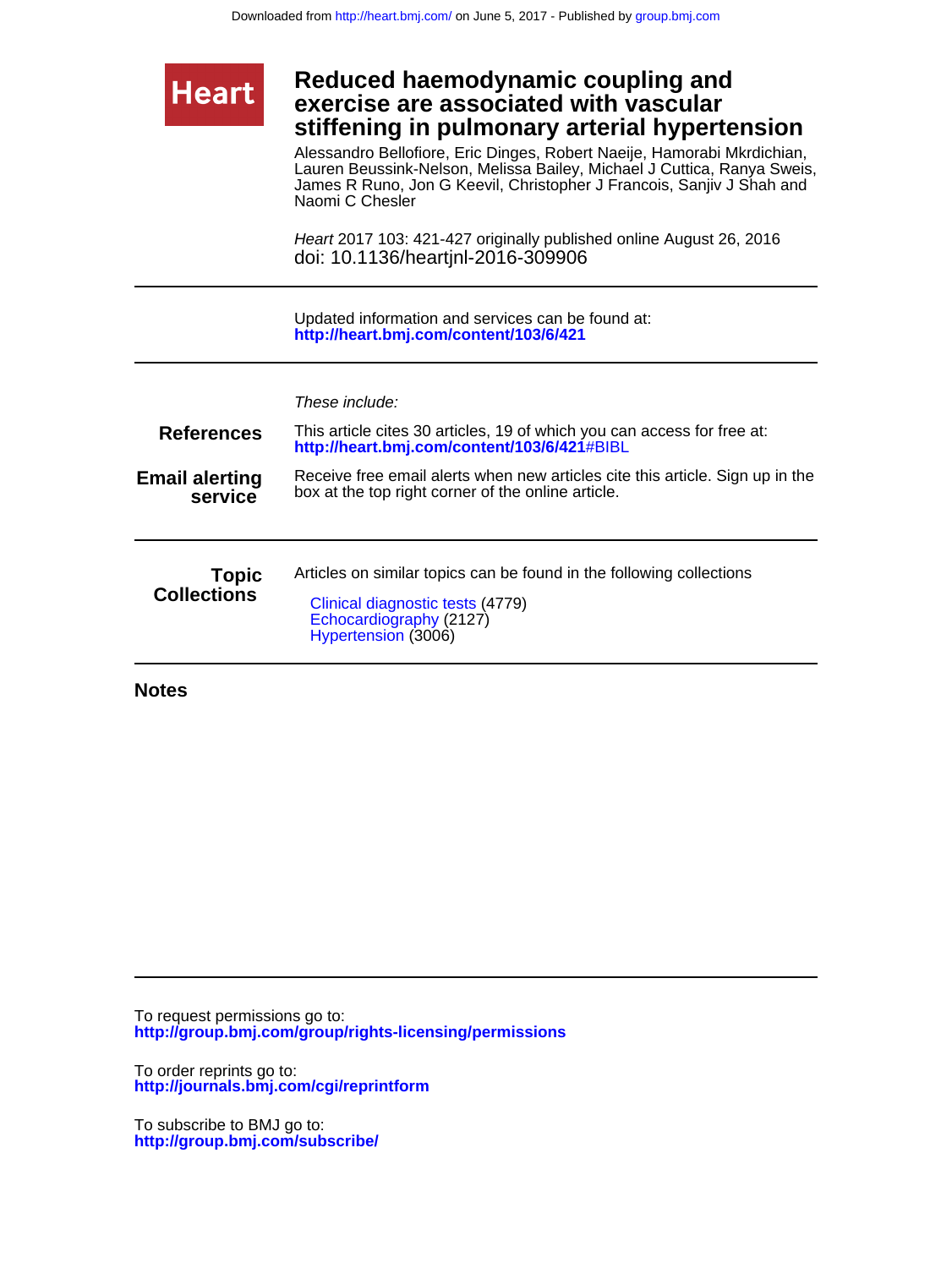Downloaded from http://heart.bmj.com/ on June 5, 2017 - Published by group.bmj.com

**Heart**

# Reduced haemodynamic coupling and exercise are associated with vascular stiffening in pulmonary arterial hypertension

Alessandro Bellofiore, Eric Dinges, Robert Naeije, Hamorabi Mkrdichian, Lauren Beussink-Nelson, Melissa Bailey, Michael J Cuttica, Ranya Sweis, James R Runo, Jon G Keevil, Christopher J Francois, Sanjiv J Shah and Naomi C Chesler

*Heart* 2017 103: 421-427 originally published online August 26, 2016
doi: 10.1136/heartjnl-2016-309906

---

Updated information and services can be found at:
**http://heart.bmj.com/content/103/6/421**

---

*These include:*

**References**

This article cites 30 articles, 19 of which you can access for free at:
**http://heart.bmj.com/content/103/6/421**#BIBL

**Email alerting service**

Receive free email alerts when new articles cite this article. Sign up in the box at the top right corner of the online article.

---

**Topic Collections**

Articles on similar topics can be found in the following collections

- Clinical diagnostic tests (4779)
- Echocardiography (2127)
- Hypertension (3006)

---

## Notes

---

To request permissions go to:
**http://group.bmj.com/group/rights-licensing/permissions**

To order reprints go to:
**http://journals.bmj.com/cgi/reprintform**

To subscribe to BMJ go to:
**http://group.bmj.com/subscribe/**